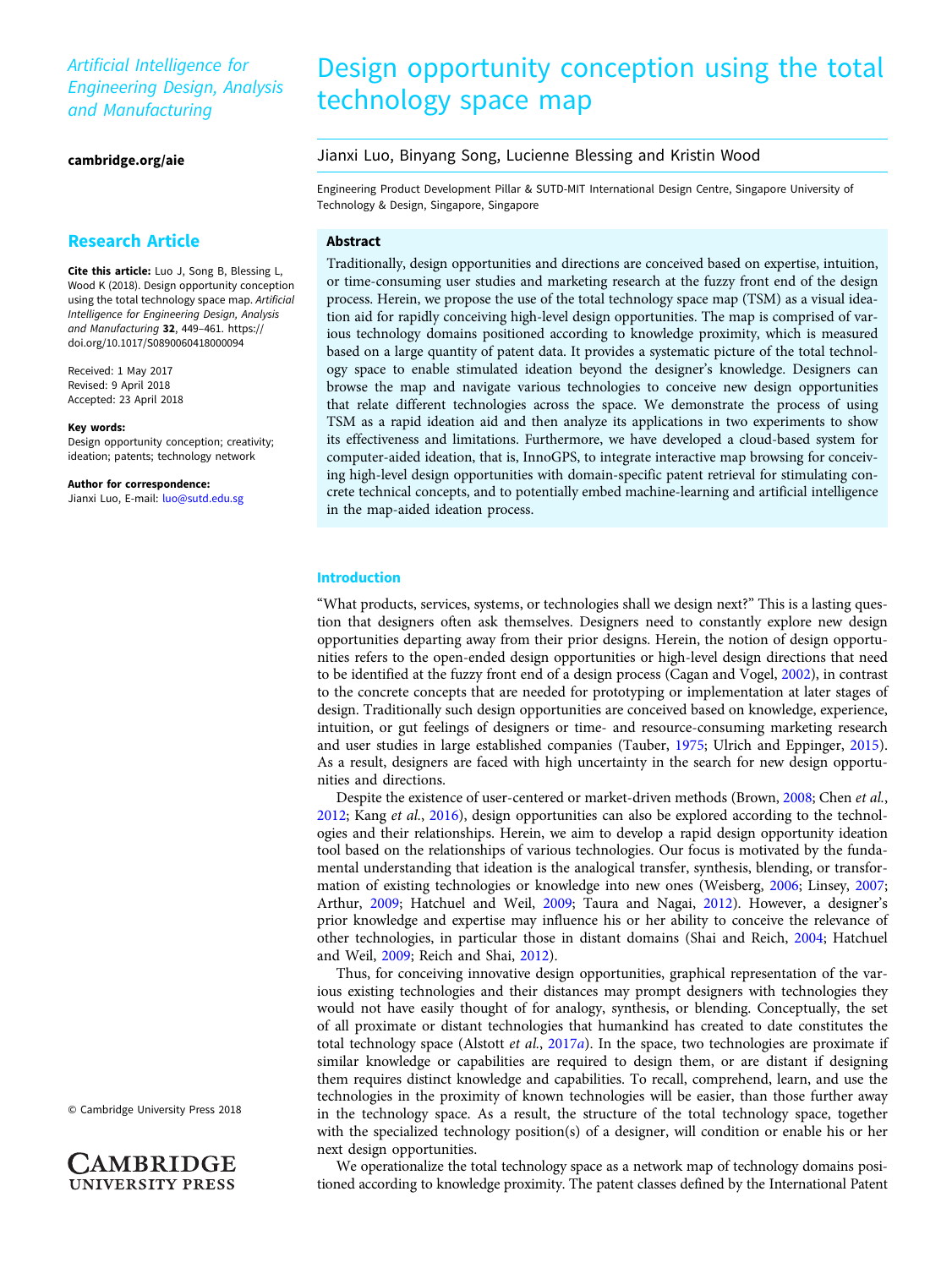*Artificial Intelligence for Engineering Design, Analysis and Manufacturing*

**cambridge.org/aie**

## Research Article

**Cite this article:** Luo J, Song B, Blessing L, Wood K (2018). Design opportunity conception using the total technology space map. *Artificial Intelligence for Engineering Design, Analysis and Manufacturing* **32**, 449–461. https://doi.org/10.1017/S0890060418000094

Received: 1 May 2017
Revised: 9 April 2018
Accepted: 23 April 2018

**Key words:**
Design opportunity conception; creativity; ideation; patents; technology network

**Author for correspondence:**
Jianxi Luo, E-mail: luo@sutd.edu.sg

© Cambridge University Press 2018

# Design opportunity conception using the total technology space map

Jianxi Luo, Binyang Song, Lucienne Blessing and Kristin Wood

Engineering Product Development Pillar & SUTD-MIT International Design Centre, Singapore University of Technology & Design, Singapore, Singapore

### Abstract

Traditionally, design opportunities and directions are conceived based on expertise, intuition, or time-consuming user studies and marketing research at the fuzzy front end of the design process. Herein, we propose the use of the total technology space map (TSM) as a visual ideation aid for rapidly conceiving high-level design opportunities. The map is comprised of various technology domains positioned according to knowledge proximity, which is measured based on a large quantity of patent data. It provides a systematic picture of the total technology space to enable stimulated ideation beyond the designer's knowledge. Designers can browse the map and navigate various technologies to conceive new design opportunities that relate different technologies across the space. We demonstrate the process of using TSM as a rapid ideation aid and then analyze its applications in two experiments to show its effectiveness and limitations. Furthermore, we have developed a cloud-based system for computer-aided ideation, that is, InnoGPS, to integrate interactive map browsing for conceiving high-level design opportunities with domain-specific patent retrieval for stimulating concrete technical concepts, and to potentially embed machine-learning and artificial intelligence in the map-aided ideation process.

## Introduction

"What products, services, systems, or technologies shall we design next?" This is a lasting question that designers often ask themselves. Designers need to constantly explore new design opportunities departing away from their prior designs. Herein, the notion of design opportunities refers to the open-ended design opportunities or high-level design directions that need to be identified at the fuzzy front end of a design process (Cagan and Vogel, 2002), in contrast to the concrete concepts that are needed for prototyping or implementation at later stages of design. Traditionally such design opportunities are conceived based on knowledge, experience, intuition, or gut feelings of designers or time- and resource-consuming marketing research and user studies in large established companies (Tauber, 1975; Ulrich and Eppinger, 2015). As a result, designers are faced with high uncertainty in the search for new design opportunities and directions.

Despite the existence of user-centered or market-driven methods (Brown, 2008; Chen *et al.*, 2012; Kang *et al.*, 2016), design opportunities can also be explored according to the technologies and their relationships. Herein, we aim to develop a rapid design opportunity ideation tool based on the relationships of various technologies. Our focus is motivated by the fundamental understanding that ideation is the analogical transfer, synthesis, blending, or transformation of existing technologies or knowledge into new ones (Weisberg, 2006; Linsey, 2007; Arthur, 2009; Hatchuel and Weil, 2009; Taura and Nagai, 2012). However, a designer's prior knowledge and expertise may influence his or her ability to conceive the relevance of other technologies, in particular those in distant domains (Shai and Reich, 2004; Hatchuel and Weil, 2009; Reich and Shai, 2012).

Thus, for conceiving innovative design opportunities, graphical representation of the various existing technologies and their distances may prompt designers with technologies they would not have easily thought of for analogy, synthesis, or blending. Conceptually, the set of all proximate or distant technologies that humankind has created to date constitutes the total technology space (Alstott *et al.*, 2017*a*). In the space, two technologies are proximate if similar knowledge or capabilities are required to design them, or are distant if designing them requires distinct knowledge and capabilities. To recall, comprehend, learn, and use the technologies in the proximity of known technologies will be easier, than those further away in the technology space. As a result, the structure of the total technology space, together with the specialized technology position(s) of a designer, will condition or enable his or her next design opportunities.

We operationalize the total technology space as a network map of technology domains positioned according to knowledge proximity. The patent classes defined by the International Patent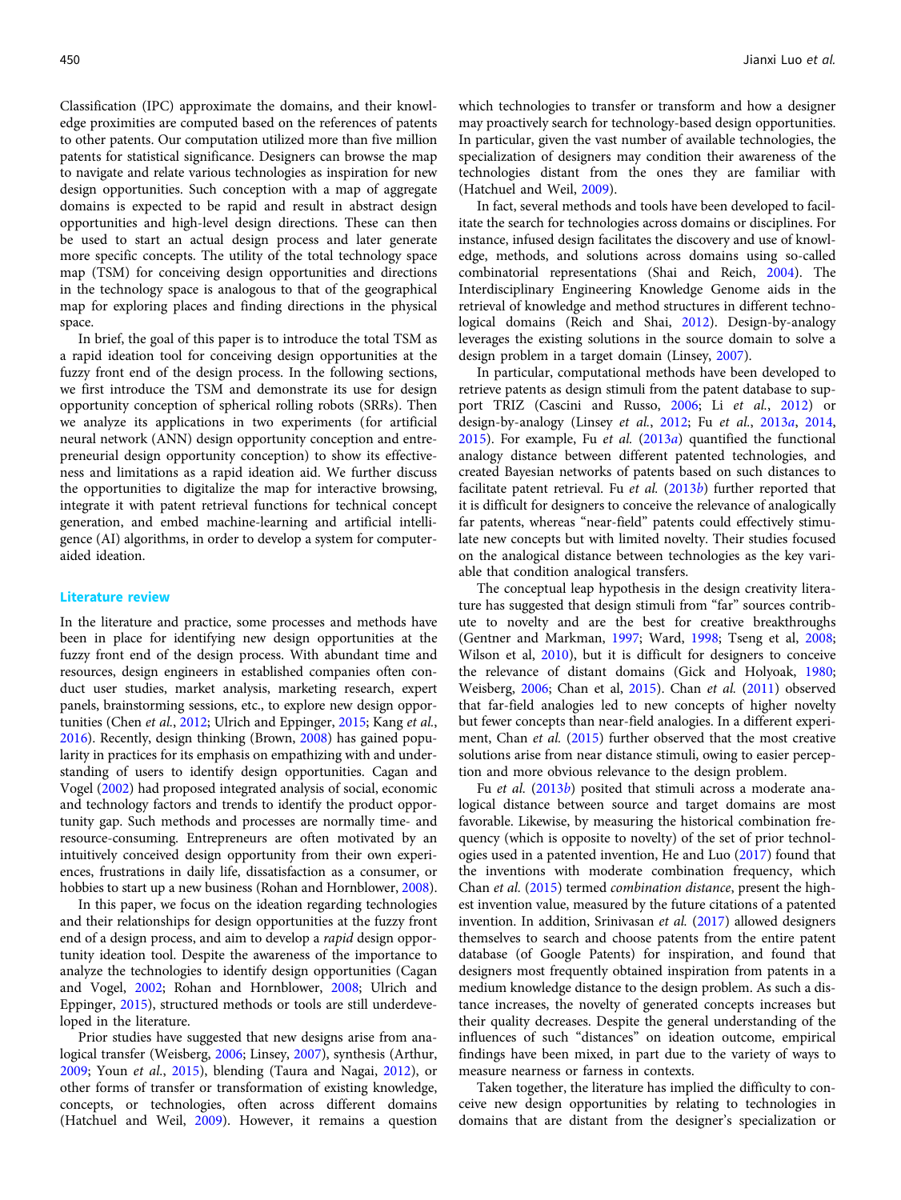Classification (IPC) approximate the domains, and their knowledge proximities are computed based on the references of patents to other patents. Our computation utilized more than five million patents for statistical significance. Designers can browse the map to navigate and relate various technologies as inspiration for new design opportunities. Such conception with a map of aggregate domains is expected to be rapid and result in abstract design opportunities and high-level design directions. These can then be used to start an actual design process and later generate more specific concepts. The utility of the total technology space map (TSM) for conceiving design opportunities and directions in the technology space is analogous to that of the geographical map for exploring places and finding directions in the physical space.

In brief, the goal of this paper is to introduce the total TSM as a rapid ideation tool for conceiving design opportunities at the fuzzy front end of the design process. In the following sections, we first introduce the TSM and demonstrate its use for design opportunity conception of spherical rolling robots (SRRs). Then we analyze its applications in two experiments (for artificial neural network (ANN) design opportunity conception and entrepreneurial design opportunity conception) to show its effectiveness and limitations as a rapid ideation aid. We further discuss the opportunities to digitalize the map for interactive browsing, integrate it with patent retrieval functions for technical concept generation, and embed machine-learning and artificial intelligence (AI) algorithms, in order to develop a system for computer-aided ideation.

## Literature review

In the literature and practice, some processes and methods have been in place for identifying new design opportunities at the fuzzy front end of the design process. With abundant time and resources, design engineers in established companies often conduct user studies, market analysis, marketing research, expert panels, brainstorming sessions, etc., to explore new design opportunities (Chen *et al.*, 2012; Ulrich and Eppinger, 2015; Kang *et al.*, 2016). Recently, design thinking (Brown, 2008) has gained popularity in practices for its emphasis on empathizing with and understanding of users to identify design opportunities. Cagan and Vogel (2002) had proposed integrated analysis of social, economic and technology factors and trends to identify the product opportunity gap. Such methods and processes are normally time- and resource-consuming. Entrepreneurs are often motivated by an intuitively conceived design opportunity from their own experiences, frustrations in daily life, dissatisfaction as a consumer, or hobbies to start up a new business (Rohan and Hornblower, 2008).

In this paper, we focus on the ideation regarding technologies and their relationships for design opportunities at the fuzzy front end of a design process, and aim to develop a *rapid* design opportunity ideation tool. Despite the awareness of the importance to analyze the technologies to identify design opportunities (Cagan and Vogel, 2002; Rohan and Hornblower, 2008; Ulrich and Eppinger, 2015), structured methods or tools are still underdeveloped in the literature.

Prior studies have suggested that new designs arise from analogical transfer (Weisberg, 2006; Linsey, 2007), synthesis (Arthur, 2009; Youn *et al.*, 2015), blending (Taura and Nagai, 2012), or other forms of transfer or transformation of existing knowledge, concepts, or technologies, often across different domains (Hatchuel and Weil, 2009). However, it remains a question which technologies to transfer or transform and how a designer may proactively search for technology-based design opportunities. In particular, given the vast number of available technologies, the specialization of designers may condition their awareness of the technologies distant from the ones they are familiar with (Hatchuel and Weil, 2009).

In fact, several methods and tools have been developed to facilitate the search for technologies across domains or disciplines. For instance, infused design facilitates the discovery and use of knowledge, methods, and solutions across domains using so-called combinatorial representations (Shai and Reich, 2004). The Interdisciplinary Engineering Knowledge Genome aids in the retrieval of knowledge and method structures in different technological domains (Reich and Shai, 2012). Design-by-analogy leverages the existing solutions in the source domain to solve a design problem in a target domain (Linsey, 2007).

In particular, computational methods have been developed to retrieve patents as design stimuli from the patent database to support TRIZ (Cascini and Russo, 2006; Li *et al.*, 2012) or design-by-analogy (Linsey *et al.*, 2012; Fu *et al.*, 2013*a*, 2014, 2015). For example, Fu *et al.* (2013*a*) quantified the functional analogy distance between different patented technologies, and created Bayesian networks of patents based on such distances to facilitate patent retrieval. Fu *et al.* (2013*b*) further reported that it is difficult for designers to conceive the relevance of analogically far patents, whereas "near-field" patents could effectively stimulate new concepts but with limited novelty. Their studies focused on the analogical distance between technologies as the key variable that condition analogical transfers.

The conceptual leap hypothesis in the design creativity literature has suggested that design stimuli from "far" sources contribute to novelty and are the best for creative breakthroughs (Gentner and Markman, 1997; Ward, 1998; Tseng et al, 2008; Wilson et al, 2010), but it is difficult for designers to conceive the relevance of distant domains (Gick and Holyoak, 1980; Weisberg, 2006; Chan et al, 2015). Chan *et al.* (2011) observed that far-field analogies led to new concepts of higher novelty but fewer concepts than near-field analogies. In a different experiment, Chan *et al.* (2015) further observed that the most creative solutions arise from near distance stimuli, owing to easier perception and more obvious relevance to the design problem.

Fu *et al.* (2013*b*) posited that stimuli across a moderate analogical distance between source and target domains are most favorable. Likewise, by measuring the historical combination frequency (which is opposite to novelty) of the set of prior technologies used in a patented invention, He and Luo (2017) found that the inventions with moderate combination frequency, which Chan *et al.* (2015) termed *combination distance*, present the highest invention value, measured by the future citations of a patented invention. In addition, Srinivasan *et al.* (2017) allowed designers themselves to search and choose patents from the entire patent database (of Google Patents) for inspiration, and found that designers most frequently obtained inspiration from patents in a medium knowledge distance to the design problem. As such a distance increases, the novelty of generated concepts increases but their quality decreases. Despite the general understanding of the influences of such "distances" on ideation outcome, empirical findings have been mixed, in part due to the variety of ways to measure nearness or farness in contexts.

Taken together, the literature has implied the difficulty to conceive new design opportunities by relating to technologies in domains that are distant from the designer's specialization or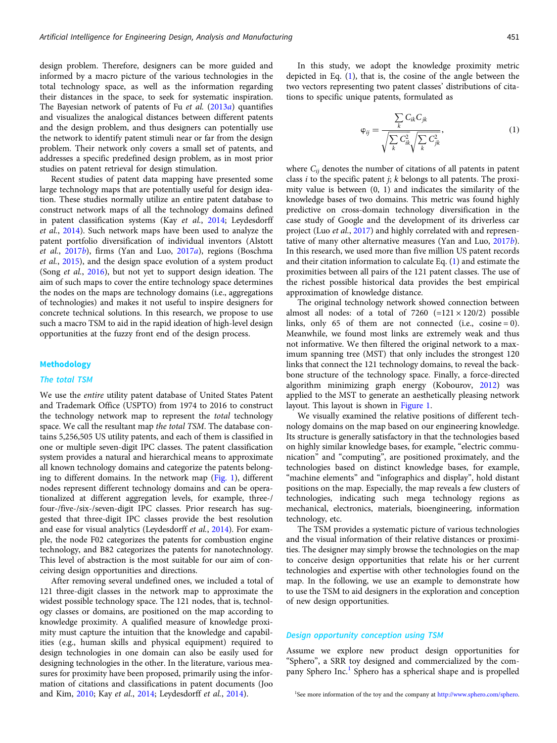design problem. Therefore, designers can be more guided and informed by a macro picture of the various technologies in the total technology space, as well as the information regarding their distances in the space, to seek for systematic inspiration. The Bayesian network of patents of Fu *et al.* (2013*a*) quantifies and visualizes the analogical distances between different patents and the design problem, and thus designers can potentially use the network to identify patent stimuli near or far from the design problem. Their network only covers a small set of patents, and addresses a specific predefined design problem, as in most prior studies on patent retrieval for design stimulation.

Recent studies of patent data mapping have presented some large technology maps that are potentially useful for design ideation. These studies normally utilize an entire patent database to construct network maps of all the technology domains defined in patent classification systems (Kay *et al.*, 2014; Leydesdorff *et al.*, 2014). Such network maps have been used to analyze the patent portfolio diversification of individual inventors (Alstott *et al.*, 2017*b*), firms (Yan and Luo, 2017*a*), regions (Boschma *et al.*, 2015), and the design space evolution of a system product (Song *et al.*, 2016), but not yet to support design ideation. The aim of such maps to cover the entire technology space determines the nodes on the maps are technology domains (i.e., aggregations of technologies) and makes it not useful to inspire designers for concrete technical solutions. In this research, we propose to use such a macro TSM to aid in the rapid ideation of high-level design opportunities at the fuzzy front end of the design process.

## Methodology

### The total TSM

We use the *entire* utility patent database of United States Patent and Trademark Office (USPTO) from 1974 to 2016 to construct the technology network map to represent the *total* technology space. We call the resultant map *the total TSM*. The database contains 5,256,505 US utility patents, and each of them is classified in one or multiple seven-digit IPC classes. The patent classification system provides a natural and hierarchical means to approximate all known technology domains and categorize the patents belonging to different domains. In the network map (Fig. 1), different nodes represent different technology domains and can be operationalized at different aggregation levels, for example, three-/four-/five-/six-/seven-digit IPC classes. Prior research has suggested that three-digit IPC classes provide the best resolution and ease for visual analytics (Leydesdorff *et al.*, 2014). For example, the node F02 categorizes the patents for combustion engine technology, and B82 categorizes the patents for nanotechnology. This level of abstraction is the most suitable for our aim of conceiving design opportunities and directions.

After removing several undefined ones, we included a total of 121 three-digit classes in the network map to approximate the widest possible technology space. The 121 nodes, that is, technology classes or domains, are positioned on the map according to knowledge proximity. A qualified measure of knowledge proximity must capture the intuition that the knowledge and capabilities (e.g., human skills and physical equipment) required to design technologies in one domain can also be easily used for designing technologies in the other. In the literature, various measures for proximity have been proposed, primarily using the information of citations and classifications in patent documents (Joo and Kim, 2010; Kay *et al.*, 2014; Leydesdorff *et al.*, 2014).

In this study, we adopt the knowledge proximity metric depicted in Eq. (1), that is, the cosine of the angle between the two vectors representing two patent classes' distributions of citations to specific unique patents, formulated as

$$\varphi_{ij} = \frac{\sum_k C_{ik} C_{jk}}{\sqrt{\sum_k C_{ik}^2}\sqrt{\sum_k C_{jk}^2}}, \quad (1)$$

where $C_{ij}$ denotes the number of citations of all patents in patent class $i$ to the specific patent $j$; $k$ belongs to all patents. The proximity value is between (0, 1) and indicates the similarity of the knowledge bases of two domains. This metric was found highly predictive on cross-domain technology diversification in the case study of Google and the development of its driverless car project (Luo *et al.*, 2017) and highly correlated with and representative of many other alternative measures (Yan and Luo, 2017*b*). In this research, we used more than five million US patent records and their citation information to calculate Eq. (1) and estimate the proximities between all pairs of the 121 patent classes. The use of the richest possible historical data provides the best empirical approximation of knowledge distance.

The original technology network showed connection between almost all nodes: of a total of 7260 (=121 × 120/2) possible links, only 65 of them are not connected (i.e., cosine = 0). Meanwhile, we found most links are extremely weak and thus not informative. We then filtered the original network to a maximum spanning tree (MST) that only includes the strongest 120 links that connect the 121 technology domains, to reveal the backbone structure of the technology space. Finally, a force-directed algorithm minimizing graph energy (Kobourov, 2012) was applied to the MST to generate an aesthetically pleasing network layout. This layout is shown in Figure 1.

We visually examined the relative positions of different technology domains on the map based on our engineering knowledge. Its structure is generally satisfactory in that the technologies based on highly similar knowledge bases, for example, "electric communication" and "computing", are positioned proximately, and the technologies based on distinct knowledge bases, for example, "machine elements" and "infographics and display", hold distant positions on the map. Especially, the map reveals a few clusters of technologies, indicating such mega technology regions as mechanical, electronics, materials, bioengineering, information technology, etc.

The TSM provides a systematic picture of various technologies and the visual information of their relative distances or proximities. The designer may simply browse the technologies on the map to conceive design opportunities that relate his or her current technologies and expertise with other technologies found on the map. In the following, we use an example to demonstrate how to use the TSM to aid designers in the exploration and conception of new design opportunities.

### Design opportunity conception using TSM

Assume we explore new product design opportunities for "Sphero", a SRR toy designed and commercialized by the company Sphero Inc.[1] Sphero has a spherical shape and is propelled

[1] See more information of the toy and the company at http://www.sphero.com/sphero.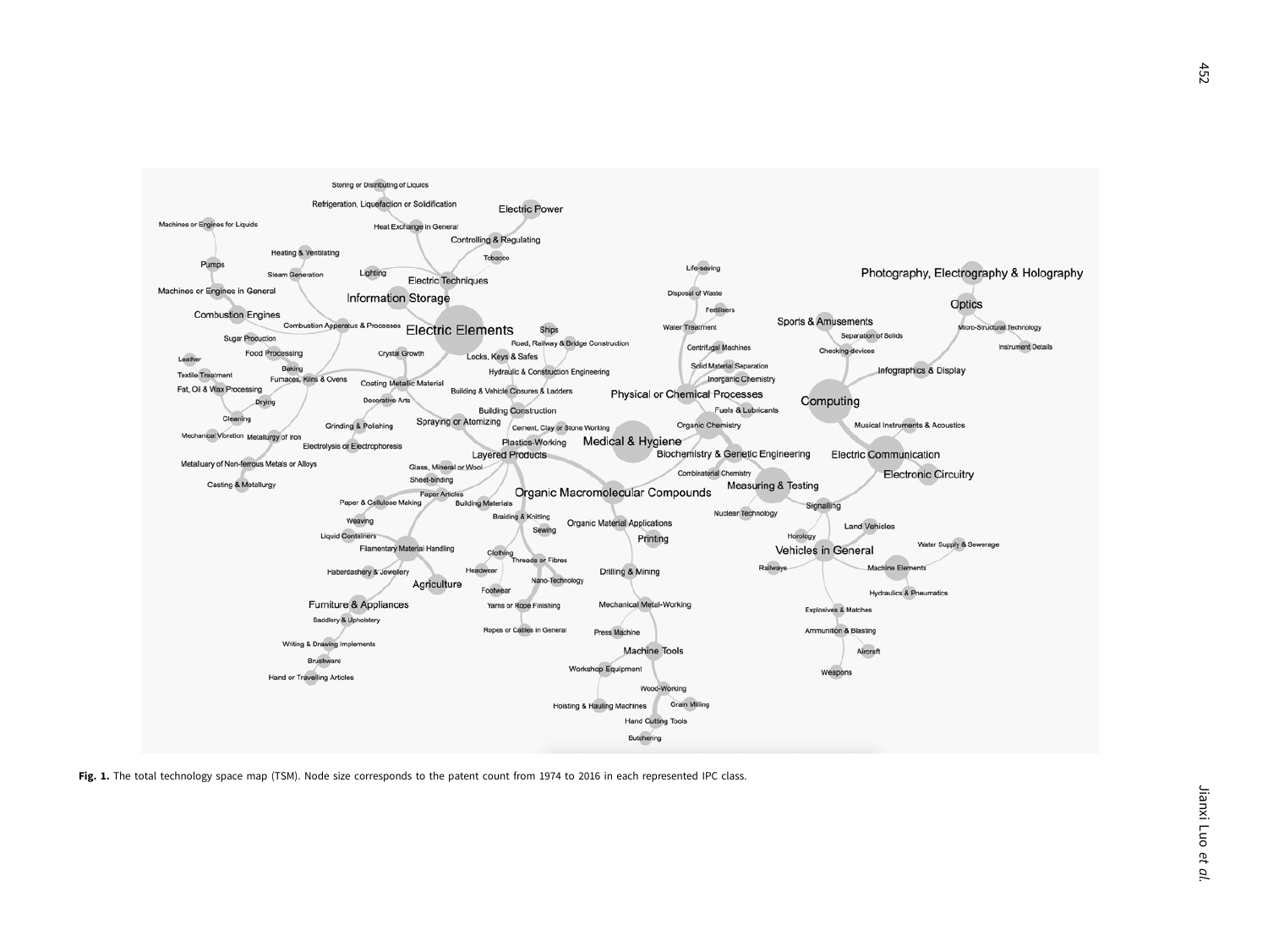**Fig. 1.** The total technology space map (TSM). Node size corresponds to the patent count from 1974 to 2016 in each represented IPC class.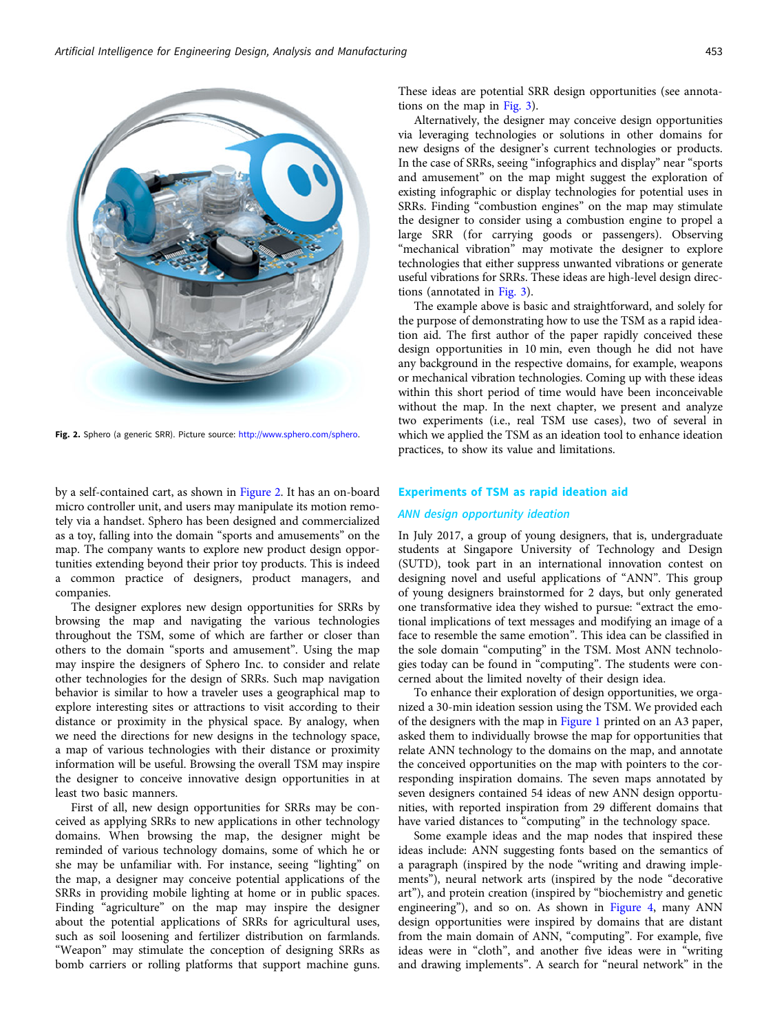Fig. 2. Sphero (a generic SRR). Picture source: http://www.sphero.com/sphero.

by a self-contained cart, as shown in Figure 2. It has an on-board micro controller unit, and users may manipulate its motion remotely via a handset. Sphero has been designed and commercialized as a toy, falling into the domain "sports and amusements" on the map. The company wants to explore new product design opportunities extending beyond their prior toy products. This is indeed a common practice of designers, product managers, and companies.

The designer explores new design opportunities for SRRs by browsing the map and navigating the various technologies throughout the TSM, some of which are farther or closer than others to the domain "sports and amusement". Using the map may inspire the designers of Sphero Inc. to consider and relate other technologies for the design of SRRs. Such map navigation behavior is similar to how a traveler uses a geographical map to explore interesting sites or attractions to visit according to their distance or proximity in the physical space. By analogy, when we need the directions for new designs in the technology space, a map of various technologies with their distance or proximity information will be useful. Browsing the overall TSM may inspire the designer to conceive innovative design opportunities in at least two basic manners.

First of all, new design opportunities for SRRs may be conceived as applying SRRs to new applications in other technology domains. When browsing the map, the designer might be reminded of various technology domains, some of which he or she may be unfamiliar with. For instance, seeing "lighting" on the map, a designer may conceive potential applications of the SRRs in providing mobile lighting at home or in public spaces. Finding "agriculture" on the map may inspire the designer about the potential applications of SRRs for agricultural uses, such as soil loosening and fertilizer distribution on farmlands. "Weapon" may stimulate the conception of designing SRRs as bomb carriers or rolling platforms that support machine guns. These ideas are potential SRR design opportunities (see annotations on the map in Fig. 3).

Alternatively, the designer may conceive design opportunities via leveraging technologies or solutions in other domains for new designs of the designer's current technologies or products. In the case of SRRs, seeing "infographics and display" near "sports and amusement" on the map might suggest the exploration of existing infographic or display technologies for potential uses in SRRs. Finding "combustion engines" on the map may stimulate the designer to consider using a combustion engine to propel a large SRR (for carrying goods or passengers). Observing "mechanical vibration" may motivate the designer to explore technologies that either suppress unwanted vibrations or generate useful vibrations for SRRs. These ideas are high-level design directions (annotated in Fig. 3).

The example above is basic and straightforward, and solely for the purpose of demonstrating how to use the TSM as a rapid ideation aid. The first author of the paper rapidly conceived these design opportunities in 10 min, even though he did not have any background in the respective domains, for example, weapons or mechanical vibration technologies. Coming up with these ideas within this short period of time would have been inconceivable without the map. In the next chapter, we present and analyze two experiments (i.e., real TSM use cases), two of several in which we applied the TSM as an ideation tool to enhance ideation practices, to show its value and limitations.

## Experiments of TSM as rapid ideation aid

### *ANN design opportunity ideation*

In July 2017, a group of young designers, that is, undergraduate students at Singapore University of Technology and Design (SUTD), took part in an international innovation contest on designing novel and useful applications of "ANN". This group of young designers brainstormed for 2 days, but only generated one transformative idea they wished to pursue: "extract the emotional implications of text messages and modifying an image of a face to resemble the same emotion". This idea can be classified in the sole domain "computing" in the TSM. Most ANN technologies today can be found in "computing". The students were concerned about the limited novelty of their design idea.

To enhance their exploration of design opportunities, we organized a 30-min ideation session using the TSM. We provided each of the designers with the map in Figure 1 printed on an A3 paper, asked them to individually browse the map for opportunities that relate ANN technology to the domains on the map, and annotate the conceived opportunities on the map with pointers to the corresponding inspiration domains. The seven maps annotated by seven designers contained 54 ideas of new ANN design opportunities, with reported inspiration from 29 different domains that have varied distances to "computing" in the technology space.

Some example ideas and the map nodes that inspired these ideas include: ANN suggesting fonts based on the semantics of a paragraph (inspired by the node "writing and drawing implements"), neural network arts (inspired by the node "decorative art"), and protein creation (inspired by "biochemistry and genetic engineering"), and so on. As shown in Figure 4, many ANN design opportunities were inspired by domains that are distant from the main domain of ANN, "computing". For example, five ideas were in "cloth", and another five ideas were in "writing and drawing implements". A search for "neural network" in the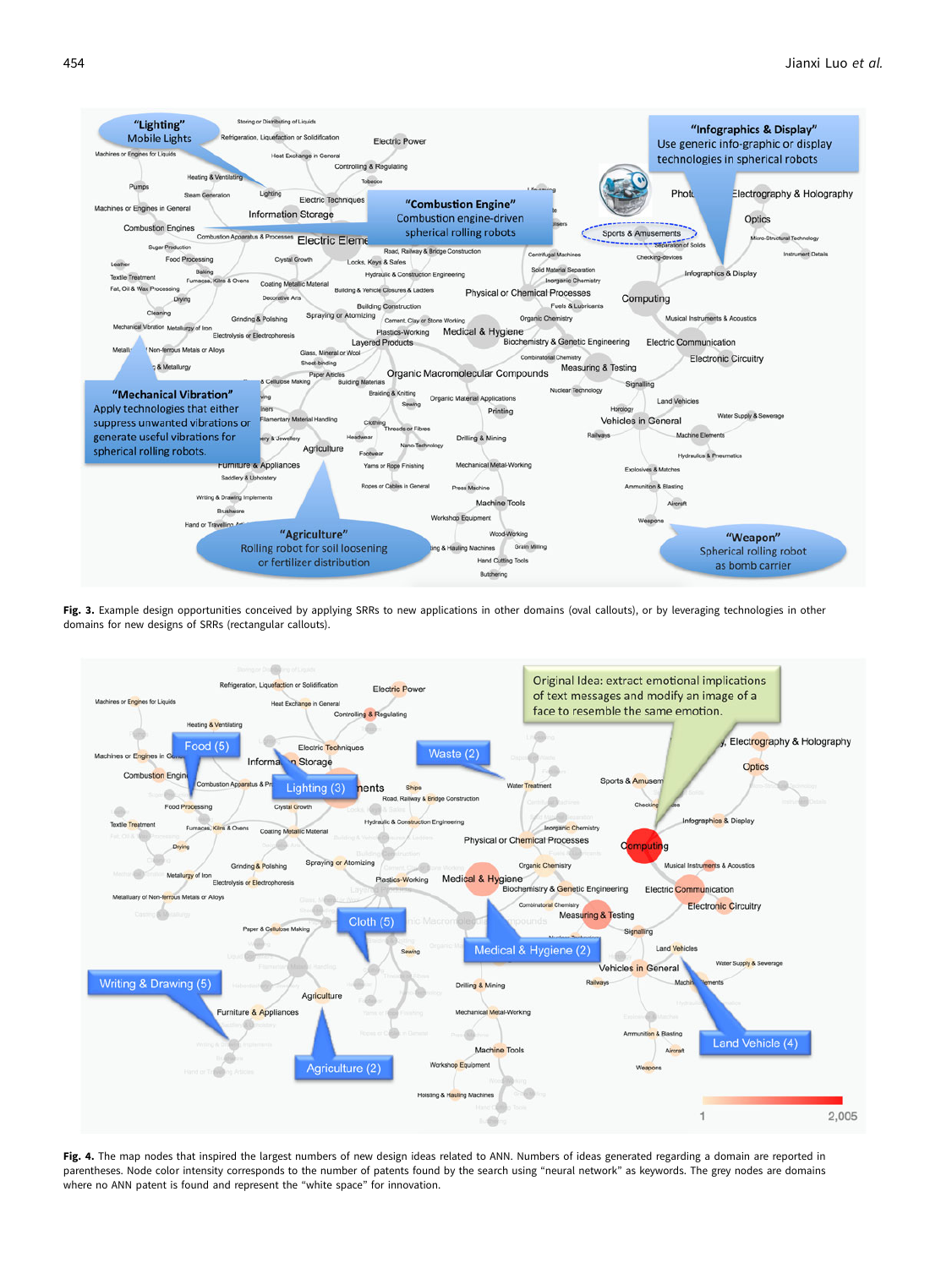**Fig. 3.** Example design opportunities conceived by applying SRRs to new applications in other domains (oval callouts), or by leveraging technologies in other domains for new designs of SRRs (rectangular callouts).

**Fig. 4.** The map nodes that inspired the largest numbers of new design ideas related to ANN. Numbers of ideas generated regarding a domain are reported in parentheses. Node color intensity corresponds to the number of patents found by the search using "neural network" as keywords. The grey nodes are domains where no ANN patent is found and represent the "white space" for innovation.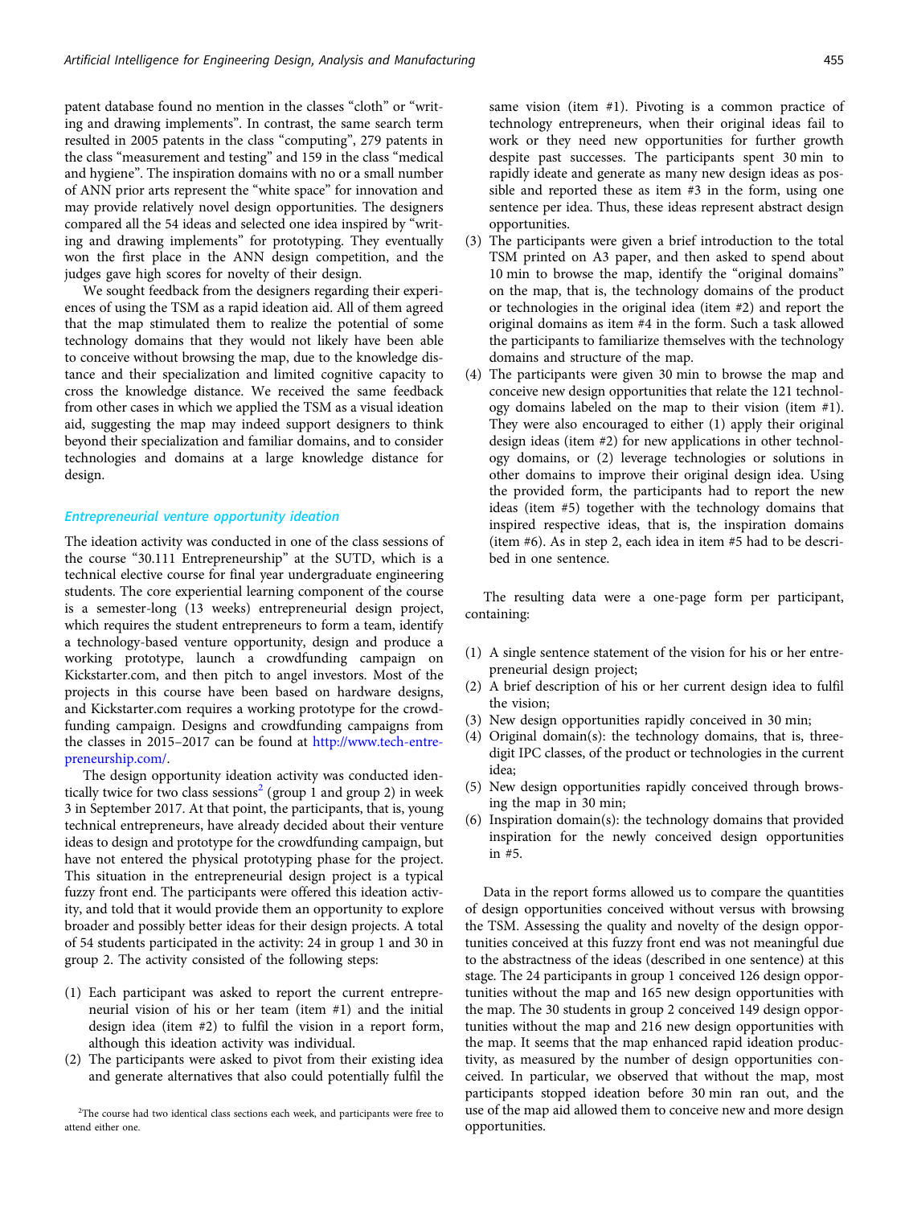patent database found no mention in the classes "cloth" or "writing and drawing implements". In contrast, the same search term resulted in 2005 patents in the class "computing", 279 patents in the class "measurement and testing" and 159 in the class "medical and hygiene". The inspiration domains with no or a small number of ANN prior arts represent the "white space" for innovation and may provide relatively novel design opportunities. The designers compared all the 54 ideas and selected one idea inspired by "writing and drawing implements" for prototyping. They eventually won the first place in the ANN design competition, and the judges gave high scores for novelty of their design.

We sought feedback from the designers regarding their experiences of using the TSM as a rapid ideation aid. All of them agreed that the map stimulated them to realize the potential of some technology domains that they would not likely have been able to conceive without browsing the map, due to the knowledge distance and their specialization and limited cognitive capacity to cross the knowledge distance. We received the same feedback from other cases in which we applied the TSM as a visual ideation aid, suggesting the map may indeed support designers to think beyond their specialization and familiar domains, and to consider technologies and domains at a large knowledge distance for design.

### Entrepreneurial venture opportunity ideation

The ideation activity was conducted in one of the class sessions of the course "30.111 Entrepreneurship" at the SUTD, which is a technical elective course for final year undergraduate engineering students. The core experiential learning component of the course is a semester-long (13 weeks) entrepreneurial design project, which requires the student entrepreneurs to form a team, identify a technology-based venture opportunity, design and produce a working prototype, launch a crowdfunding campaign on Kickstarter.com, and then pitch to angel investors. Most of the projects in this course have been based on hardware designs, and Kickstarter.com requires a working prototype for the crowdfunding campaign. Designs and crowdfunding campaigns from the classes in 2015–2017 can be found at http://www.tech-entrepreneurship.com/.

The design opportunity ideation activity was conducted identically twice for two class sessions[2] (group 1 and group 2) in week 3 in September 2017. At that point, the participants, that is, young technical entrepreneurs, have already decided about their venture ideas to design and prototype for the crowdfunding campaign, but have not entered the physical prototyping phase for the project. This situation in the entrepreneurial design project is a typical fuzzy front end. The participants were offered this ideation activity, and told that it would provide them an opportunity to explore broader and possibly better ideas for their design projects. A total of 54 students participated in the activity: 24 in group 1 and 30 in group 2. The activity consisted of the following steps:

(1) Each participant was asked to report the current entrepreneurial vision of his or her team (item #1) and the initial design idea (item #2) to fulfil the vision in a report form, although this ideation activity was individual.
(2) The participants were asked to pivot from their existing idea and generate alternatives that also could potentially fulfil the same vision (item #1). Pivoting is a common practice of technology entrepreneurs, when their original ideas fail to work or they need new opportunities for further growth despite past successes. The participants spent 30 min to rapidly ideate and generate as many new design ideas as possible and reported these as item #3 in the form, using one sentence per idea. Thus, these ideas represent abstract design opportunities.
(3) The participants were given a brief introduction to the total TSM printed on A3 paper, and then asked to spend about 10 min to browse the map, identify the "original domains" on the map, that is, the technology domains of the product or technologies in the original idea (item #2) and report the original domains as item #4 in the form. Such a task allowed the participants to familiarize themselves with the technology domains and structure of the map.
(4) The participants were given 30 min to browse the map and conceive new design opportunities that relate the 121 technology domains labeled on the map to their vision (item #1). They were also encouraged to either (1) apply their original design ideas (item #2) for new applications in other technology domains, or (2) leverage technologies or solutions in other domains to improve their original design idea. Using the provided form, the participants had to report the new ideas (item #5) together with the technology domains that inspired respective ideas, that is, the inspiration domains (item #6). As in step 2, each idea in item #5 had to be described in one sentence.

The resulting data were a one-page form per participant, containing:

(1) A single sentence statement of the vision for his or her entrepreneurial design project;
(2) A brief description of his or her current design idea to fulfil the vision;
(3) New design opportunities rapidly conceived in 30 min;
(4) Original domain(s): the technology domains, that is, three-digit IPC classes, of the product or technologies in the current idea;
(5) New design opportunities rapidly conceived through browsing the map in 30 min;
(6) Inspiration domain(s): the technology domains that provided inspiration for the newly conceived design opportunities in #5.

Data in the report forms allowed us to compare the quantities of design opportunities conceived without versus with browsing the TSM. Assessing the quality and novelty of the design opportunities conceived at this fuzzy front end was not meaningful due to the abstractness of the ideas (described in one sentence) at this stage. The 24 participants in group 1 conceived 126 design opportunities without the map and 165 new design opportunities with the map. The 30 students in group 2 conceived 149 design opportunities without the map and 216 new design opportunities with the map. It seems that the map enhanced rapid ideation productivity, as measured by the number of design opportunities conceived. In particular, we observed that without the map, most participants stopped ideation before 30 min ran out, and the use of the map aid allowed them to conceive new and more design opportunities.

[2]The course had two identical class sections each week, and participants were free to attend either one.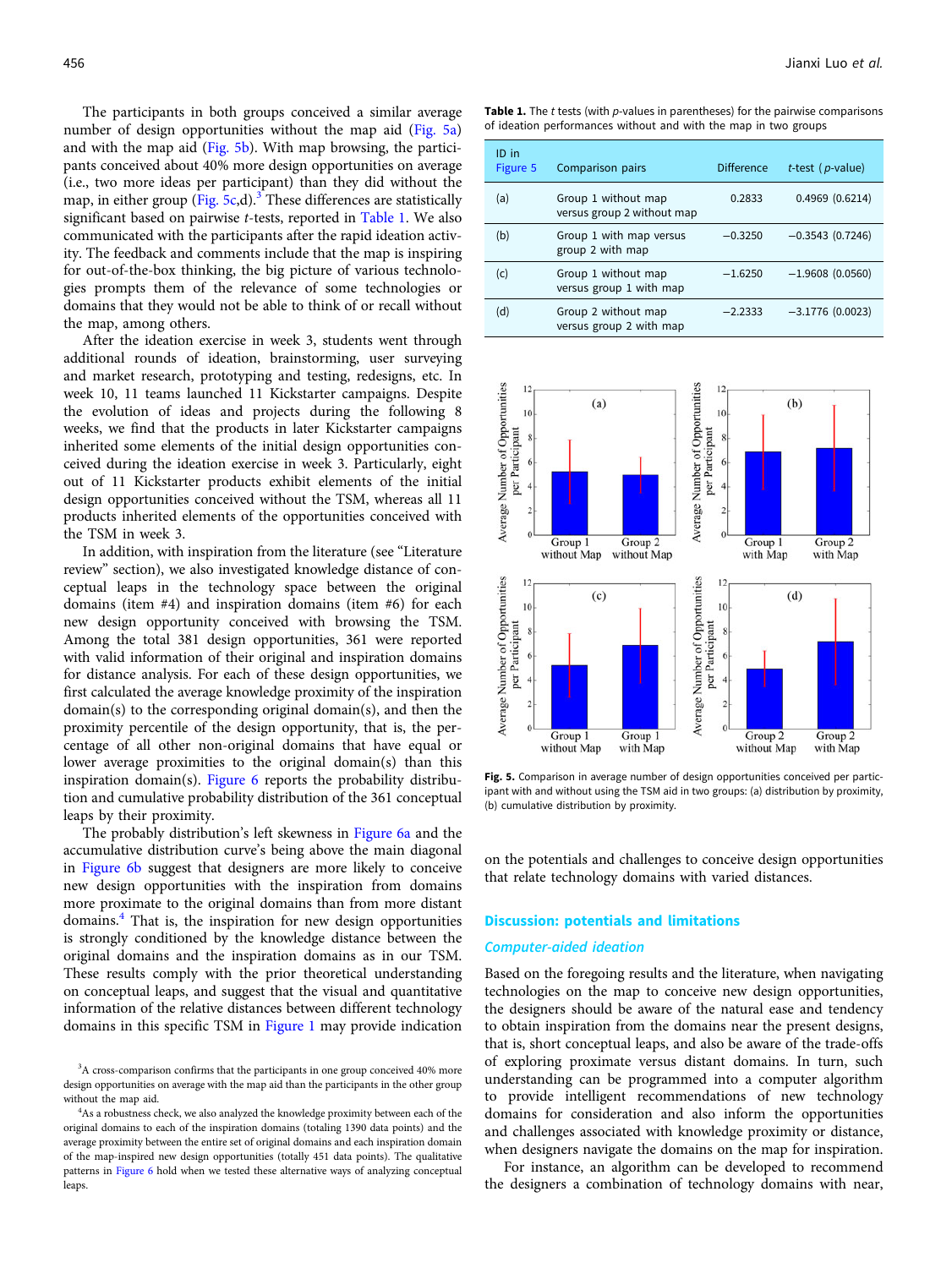The participants in both groups conceived a similar average number of design opportunities without the map aid (Fig. 5a) and with the map aid (Fig. 5b). With map browsing, the participants conceived about 40% more design opportunities on average (i.e., two more ideas per participant) than they did without the map, in either group (Fig. 5c,d).[3] These differences are statistically significant based on pairwise *t*-tests, reported in Table 1. We also communicated with the participants after the rapid ideation activity. The feedback and comments include that the map is inspiring for out-of-the-box thinking, the big picture of various technologies prompts them of the relevance of some technologies or domains that they would not be able to think of or recall without the map, among others.

After the ideation exercise in week 3, students went through additional rounds of ideation, brainstorming, user surveying and market research, prototyping and testing, redesigns, etc. In week 10, 11 teams launched 11 Kickstarter campaigns. Despite the evolution of ideas and projects during the following 8 weeks, we find that the products in later Kickstarter campaigns inherited some elements of the initial design opportunities conceived during the ideation exercise in week 3. Particularly, eight out of 11 Kickstarter products exhibit elements of the initial design opportunities conceived without the TSM, whereas all 11 products inherited elements of the opportunities conceived with the TSM in week 3.

In addition, with inspiration from the literature (see "Literature review" section), we also investigated knowledge distance of conceptual leaps in the technology space between the original domains (item #4) and inspiration domains (item #6) for each new design opportunity conceived with browsing the TSM. Among the total 381 design opportunities, 361 were reported with valid information of their original and inspiration domains for distance analysis. For each of these design opportunities, we first calculated the average knowledge proximity of the inspiration domain(s) to the corresponding original domain(s), and then the proximity percentile of the design opportunity, that is, the percentage of all other non-original domains that have equal or lower average proximities to the original domain(s) than this inspiration domain(s). Figure 6 reports the probability distribution and cumulative probability distribution of the 361 conceptual leaps by their proximity.

The probably distribution's left skewness in Figure 6a and the accumulative distribution curve's being above the main diagonal in Figure 6b suggest that designers are more likely to conceive new design opportunities with the inspiration from domains more proximate to the original domains than from more distant domains.[4] That is, the inspiration for new design opportunities is strongly conditioned by the knowledge distance between the original domains and the inspiration domains as in our TSM. These results comply with the prior theoretical understanding on conceptual leaps, and suggest that the visual and quantitative information of the relative distances between different technology domains in this specific TSM in Figure 1 may provide indication on the potentials and challenges to conceive design opportunities that relate technology domains with varied distances.

**Table 1.** The *t* tests (with *p*-values in parentheses) for the pairwise comparisons of ideation performances without and with the map in two groups

| ID in Figure 5 | Comparison pairs | Difference | *t*-test (*p*-value) |
|---|---|---|---|
| (a) | Group 1 without map versus group 2 without map | 0.2833 | 0.4969 (0.6214) |
| (b) | Group 1 with map versus group 2 with map | −0.3250 | −0.3543 (0.7246) |
| (c) | Group 1 without map versus group 1 with map | −1.6250 | −1.9608 (0.0560) |
| (d) | Group 2 without map versus group 2 with map | −2.2333 | −3.1776 (0.0023) |

**Fig. 5.** Comparison in average number of design opportunities conceived per participant with and without using the TSM aid in two groups: (a) distribution by proximity, (b) cumulative distribution by proximity.

## Discussion: potentials and limitations

### Computer-aided ideation

Based on the foregoing results and the literature, when navigating technologies on the map to conceive new design opportunities, the designers should be aware of the natural ease and tendency to obtain inspiration from the domains near the present designs, that is, short conceptual leaps, and also be aware of the trade-offs of exploring proximate versus distant domains. In turn, such understanding can be programmed into a computer algorithm to provide intelligent recommendations of new technology domains for consideration and also inform the opportunities and challenges associated with knowledge proximity or distance, when designers navigate the domains on the map for inspiration.

For instance, an algorithm can be developed to recommend the designers a combination of technology domains with near,

[3] A cross-comparison confirms that the participants in one group conceived 40% more design opportunities on average with the map aid than the participants in the other group without the map aid.

[4] As a robustness check, we also analyzed the knowledge proximity between each of the original domains to each of the inspiration domains (totaling 1390 data points) and the average proximity between the entire set of original domains and each inspiration domain of the map-inspired new design opportunities (totally 451 data points). The qualitative patterns in Figure 6 hold when we tested these alternative ways of analyzing conceptual leaps.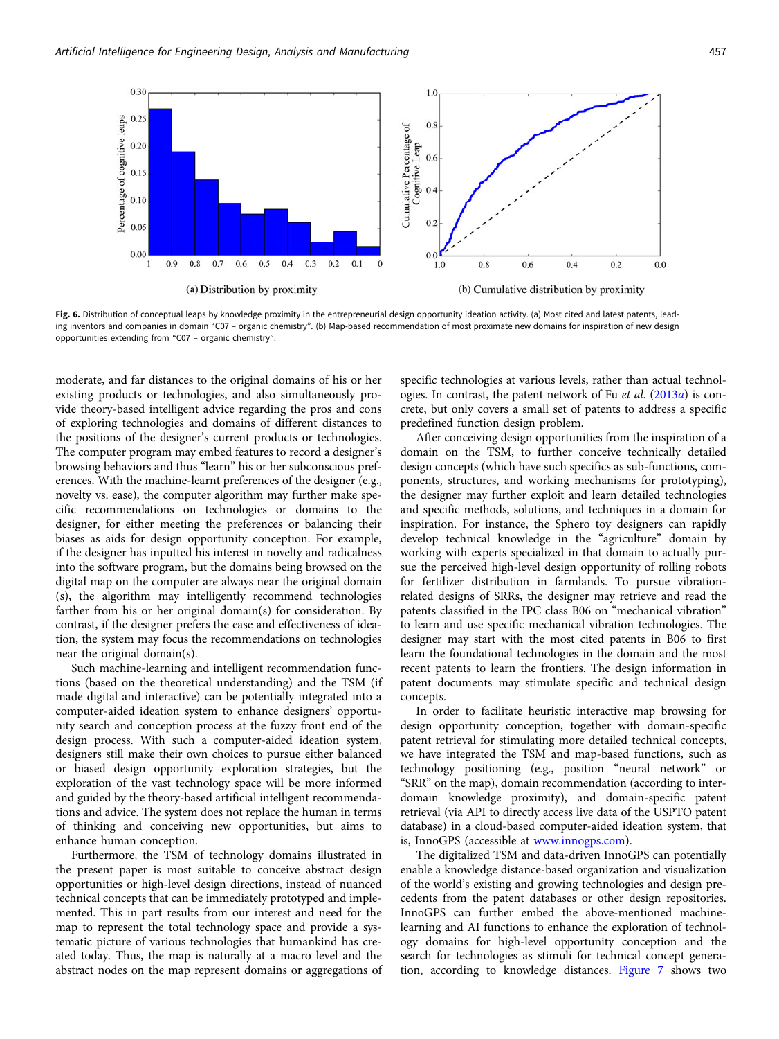0.30
0.25
0.20
0.15
0.10
0.05
0.00
Percentage of cognitive leaps
1 0.9 0.8 0.7 0.6 0.5 0.4 0.3 0.2 0.1 0

(a) Distribution by proximity

1.0
0.8
0.6
0.4
0.2
0.0
Cumulative Percentage of Cognitive Leap
1.0 0.8 0.6 0.4 0.2 0.0

(b) Cumulative distribution by proximity

**Fig. 6.** Distribution of conceptual leaps by knowledge proximity in the entrepreneurial design opportunity ideation activity. (a) Most cited and latest patents, leading inventors and companies in domain "C07 – organic chemistry". (b) Map-based recommendation of most proximate new domains for inspiration of new design opportunities extending from "C07 – organic chemistry".

moderate, and far distances to the original domains of his or her existing products or technologies, and also simultaneously provide theory-based intelligent advice regarding the pros and cons of exploring technologies and domains of different distances to the positions of the designer's current products or technologies. The computer program may embed features to record a designer's browsing behaviors and thus "learn" his or her subconscious preferences. With the machine-learnt preferences of the designer (e.g., novelty vs. ease), the computer algorithm may further make specific recommendations on technologies or domains to the designer, for either meeting the preferences or balancing their biases as aids for design opportunity conception. For example, if the designer has inputted his interest in novelty and radicalness into the software program, but the domains being browsed on the digital map on the computer are always near the original domain (s), the algorithm may intelligently recommend technologies farther from his or her original domain(s) for consideration. By contrast, if the designer prefers the ease and effectiveness of ideation, the system may focus the recommendations on technologies near the original domain(s).

Such machine-learning and intelligent recommendation functions (based on the theoretical understanding) and the TSM (if made digital and interactive) can be potentially integrated into a computer-aided ideation system to enhance designers' opportunity search and conception process at the fuzzy front end of the design process. With such a computer-aided ideation system, designers still make their own choices to pursue either balanced or biased design opportunity exploration strategies, but the exploration of the vast technology space will be more informed and guided by the theory-based artificial intelligent recommendations and advice. The system does not replace the human in terms of thinking and conceiving new opportunities, but aims to enhance human conception.

Furthermore, the TSM of technology domains illustrated in the present paper is most suitable to conceive abstract design opportunities or high-level design directions, instead of nuanced technical concepts that can be immediately prototyped and implemented. This in part results from our interest and need for the map to represent the total technology space and provide a systematic picture of various technologies that humankind has created today. Thus, the map is naturally at a macro level and the abstract nodes on the map represent domains or aggregations of specific technologies at various levels, rather than actual technologies. In contrast, the patent network of Fu *et al.* (2013*a*) is concrete, but only covers a small set of patents to address a specific predefined function design problem.

After conceiving design opportunities from the inspiration of a domain on the TSM, to further conceive technically detailed design concepts (which have such specifics as sub-functions, components, structures, and working mechanisms for prototyping), the designer may further exploit and learn detailed technologies and specific methods, solutions, and techniques in a domain for inspiration. For instance, the Sphero toy designers can rapidly develop technical knowledge in the "agriculture" domain by working with experts specialized in that domain to actually pursue the perceived high-level design opportunity of rolling robots for fertilizer distribution in farmlands. To pursue vibration-related designs of SRRs, the designer may retrieve and read the patents classified in the IPC class B06 on "mechanical vibration" to learn and use specific mechanical vibration technologies. The designer may start with the most cited patents in B06 to first learn the foundational technologies in the domain and the most recent patents to learn the frontiers. The design information in patent documents may stimulate specific and technical design concepts.

In order to facilitate heuristic interactive map browsing for design opportunity conception, together with domain-specific patent retrieval for stimulating more detailed technical concepts, we have integrated the TSM and map-based functions, such as technology positioning (e.g., position "neural network" or "SRR" on the map), domain recommendation (according to inter-domain knowledge proximity), and domain-specific patent retrieval (via API to directly access live data of the USPTO patent database) in a cloud-based computer-aided ideation system, that is, InnoGPS (accessible at www.innogps.com).

The digitalized TSM and data-driven InnoGPS can potentially enable a knowledge distance-based organization and visualization of the world's existing and growing technologies and design precedents from the patent databases or other design repositories. InnoGPS can further embed the above-mentioned machine-learning and AI functions to enhance the exploration of technology domains for high-level opportunity conception and the search for technologies as stimuli for technical concept generation, according to knowledge distances. Figure 7 shows two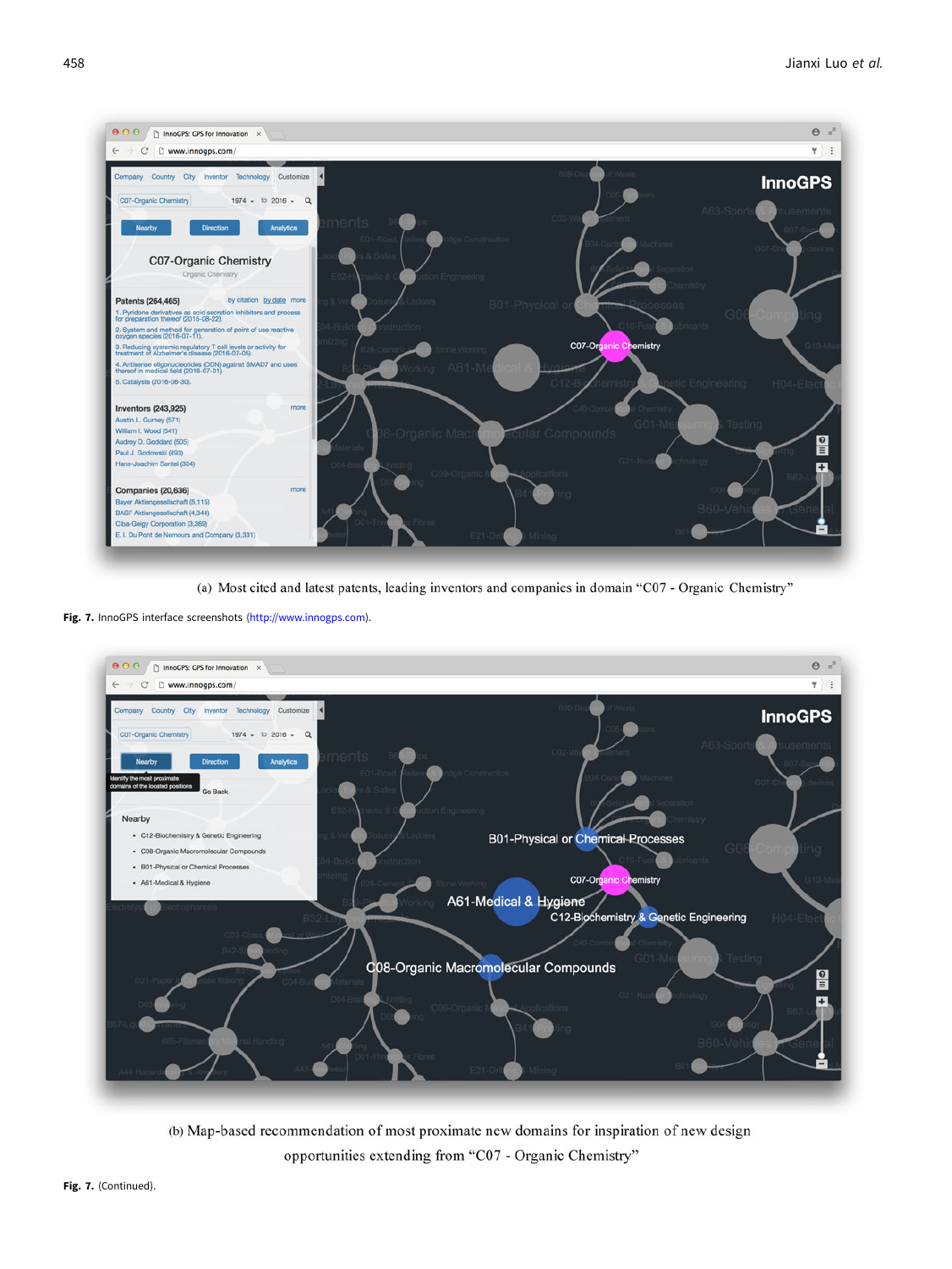(a) Most cited and latest patents, leading inventors and companies in domain "C07 - Organic Chemistry"

**Fig. 7.** InnoGPS interface screenshots (http://www.innogps.com).

(b) Map-based recommendation of most proximate new domains for inspiration of new design opportunities extending from "C07 - Organic Chemistry"

**Fig. 7.** (Continued).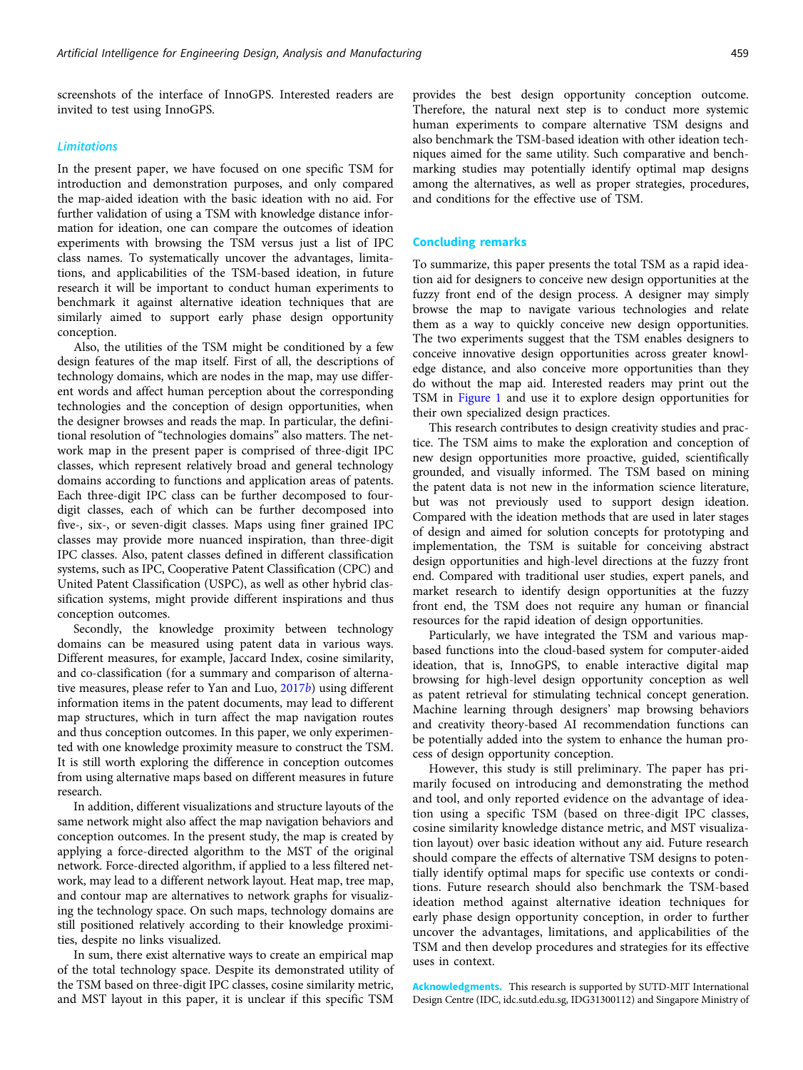screenshots of the interface of InnoGPS. Interested readers are invited to test using InnoGPS.

## Limitations

In the present paper, we have focused on one specific TSM for introduction and demonstration purposes, and only compared the map-aided ideation with the basic ideation with no aid. For further validation of using a TSM with knowledge distance information for ideation, one can compare the outcomes of ideation experiments with browsing the TSM versus just a list of IPC class names. To systematically uncover the advantages, limitations, and applicabilities of the TSM-based ideation, in future research it will be important to conduct human experiments to benchmark it against alternative ideation techniques that are similarly aimed to support early phase design opportunity conception.

Also, the utilities of the TSM might be conditioned by a few design features of the map itself. First of all, the descriptions of technology domains, which are nodes in the map, may use different words and affect human perception about the corresponding technologies and the conception of design opportunities, when the designer browses and reads the map. In particular, the definitional resolution of "technologies domains" also matters. The network map in the present paper is comprised of three-digit IPC classes, which represent relatively broad and general technology domains according to functions and application areas of patents. Each three-digit IPC class can be further decomposed to four-digit classes, each of which can be further decomposed into five-, six-, or seven-digit classes. Maps using finer grained IPC classes may provide more nuanced inspiration, than three-digit IPC classes. Also, patent classes defined in different classification systems, such as IPC, Cooperative Patent Classification (CPC) and United Patent Classification (USPC), as well as other hybrid classification systems, might provide different inspirations and thus conception outcomes.

Secondly, the knowledge proximity between technology domains can be measured using patent data in various ways. Different measures, for example, Jaccard Index, cosine similarity, and co-classification (for a summary and comparison of alternative measures, please refer to Yan and Luo, 2017*b*) using different information items in the patent documents, may lead to different map structures, which in turn affect the map navigation routes and thus conception outcomes. In this paper, we only experimented with one knowledge proximity measure to construct the TSM. It is still worth exploring the difference in conception outcomes from using alternative maps based on different measures in future research.

In addition, different visualizations and structure layouts of the same network might also affect the map navigation behaviors and conception outcomes. In the present study, the map is created by applying a force-directed algorithm to the MST of the original network. Force-directed algorithm, if applied to a less filtered network, may lead to a different network layout. Heat map, tree map, and contour map are alternatives to network graphs for visualizing the technology space. On such maps, technology domains are still positioned relatively according to their knowledge proximities, despite no links visualized.

In sum, there exist alternative ways to create an empirical map of the total technology space. Despite its demonstrated utility of the TSM based on three-digit IPC classes, cosine similarity metric, and MST layout in this paper, it is unclear if this specific TSM provides the best design opportunity conception outcome. Therefore, the natural next step is to conduct more systemic human experiments to compare alternative TSM designs and also benchmark the TSM-based ideation with other ideation techniques aimed for the same utility. Such comparative and benchmarking studies may potentially identify optimal map designs among the alternatives, as well as proper strategies, procedures, and conditions for the effective use of TSM.

## Concluding remarks

To summarize, this paper presents the total TSM as a rapid ideation aid for designers to conceive new design opportunities at the fuzzy front end of the design process. A designer may simply browse the map to navigate various technologies and relate them as a way to quickly conceive new design opportunities. The two experiments suggest that the TSM enables designers to conceive innovative design opportunities across greater knowledge distance, and also conceive more opportunities than they do without the map aid. Interested readers may print out the TSM in Figure 1 and use it to explore design opportunities for their own specialized design practices.

This research contributes to design creativity studies and practice. The TSM aims to make the exploration and conception of new design opportunities more proactive, guided, scientifically grounded, and visually informed. The TSM based on mining the patent data is not new in the information science literature, but was not previously used to support design ideation. Compared with the ideation methods that are used in later stages of design and aimed for solution concepts for prototyping and implementation, the TSM is suitable for conceiving abstract design opportunities and high-level directions at the fuzzy front end. Compared with traditional user studies, expert panels, and market research to identify design opportunities at the fuzzy front end, the TSM does not require any human or financial resources for the rapid ideation of design opportunities.

Particularly, we have integrated the TSM and various map-based functions into the cloud-based system for computer-aided ideation, that is, InnoGPS, to enable interactive digital map browsing for high-level design opportunity conception as well as patent retrieval for stimulating technical concept generation. Machine learning through designers' map browsing behaviors and creativity theory-based AI recommendation functions can be potentially added into the system to enhance the human process of design opportunity conception.

However, this study is still preliminary. The paper has primarily focused on introducing and demonstrating the method and tool, and only reported evidence on the advantage of ideation using a specific TSM (based on three-digit IPC classes, cosine similarity knowledge distance metric, and MST visualization layout) over basic ideation without any aid. Future research should compare the effects of alternative TSM designs to potentially identify optimal maps for specific use contexts or conditions. Future research should also benchmark the TSM-based ideation method against alternative ideation techniques for early phase design opportunity conception, in order to further uncover the advantages, limitations, and applicabilities of the TSM and then develop procedures and strategies for its effective uses in context.

**Acknowledgments.** This research is supported by SUTD-MIT International Design Centre (IDC, idc.sutd.edu.sg, IDG31300112) and Singapore Ministry of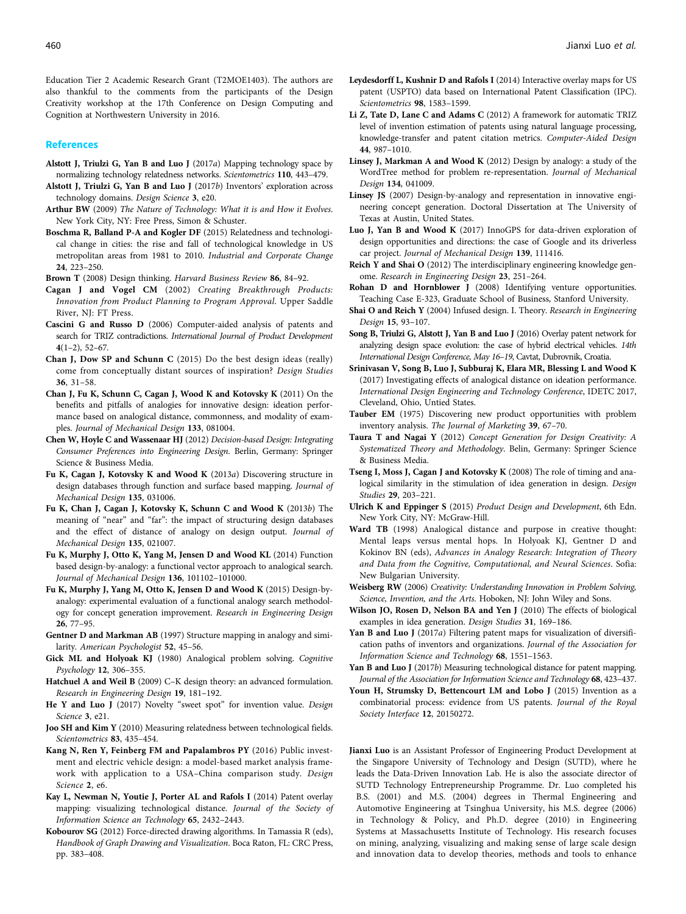Education Tier 2 Academic Research Grant (T2MOE1403). The authors are also thankful to the comments from the participants of the Design Creativity workshop at the 17th Conference on Design Computing and Cognition at Northwestern University in 2016.

## References

**Alstott J, Triulzi G, Yan B and Luo J** (2017*a*) Mapping technology space by normalizing technology relatedness networks. *Scientometrics* **110**, 443–479.

**Alstott J, Triulzi G, Yan B and Luo J** (2017*b*) Inventors' exploration across technology domains. *Design Science* **3**, e20.

**Arthur BW** (2009) *The Nature of Technology: What it is and How it Evolves*. New York City, NY: Free Press, Simon & Schuster.

**Boschma R, Balland P-A and Kogler DF** (2015) Relatedness and technological change in cities: the rise and fall of technological knowledge in US metropolitan areas from 1981 to 2010. *Industrial and Corporate Change* **24**, 223–250.

**Brown T** (2008) Design thinking. *Harvard Business Review* **86**, 84–92.

**Cagan J and Vogel CM** (2002) *Creating Breakthrough Products: Innovation from Product Planning to Program Approval*. Upper Saddle River, NJ: FT Press.

**Cascini G and Russo D** (2006) Computer-aided analysis of patents and search for TRIZ contradictions. *International Journal of Product Development* **4**(1–2), 52–67.

**Chan J, Dow SP and Schunn C** (2015) Do the best design ideas (really) come from conceptually distant sources of inspiration? *Design Studies* **36**, 31–58.

**Chan J, Fu K, Schunn C, Cagan J, Wood K and Kotovsky K** (2011) On the benefits and pitfalls of analogies for innovative design: ideation performance based on analogical distance, commonness, and modality of examples. *Journal of Mechanical Design* **133**, 081004.

**Chen W, Hoyle C and Wassenaar HJ** (2012) *Decision-based Design: Integrating Consumer Preferences into Engineering Design*. Berlin, Germany: Springer Science & Business Media.

**Fu K, Cagan J, Kotovsky K and Wood K** (2013*a*) Discovering structure in design databases through function and surface based mapping. *Journal of Mechanical Design* **135**, 031006.

**Fu K, Chan J, Cagan J, Kotovsky K, Schunn C and Wood K** (2013*b*) The meaning of "near" and "far": the impact of structuring design databases and the effect of distance of analogy on design output. *Journal of Mechanical Design* **135**, 021007.

**Fu K, Murphy J, Otto K, Yang M, Jensen D and Wood KL** (2014) Function based design-by-analogy: a functional vector approach to analogical search. *Journal of Mechanical Design* **136**, 101102–101000.

**Fu K, Murphy J, Yang M, Otto K, Jensen D and Wood K** (2015) Design-by-analogy: experimental evaluation of a functional analogy search methodology for concept generation improvement. *Research in Engineering Design* **26**, 77–95.

**Gentner D and Markman AB** (1997) Structure mapping in analogy and similarity. *American Psychologist* **52**, 45–56.

**Gick ML and Holyoak KJ** (1980) Analogical problem solving. *Cognitive Psychology* **12**, 306–355.

**Hatchuel A and Weil B** (2009) C–K design theory: an advanced formulation. *Research in Engineering Design* **19**, 181–192.

**He Y and Luo J** (2017) Novelty "sweet spot" for invention value. *Design Science* **3**, e21.

**Joo SH and Kim Y** (2010) Measuring relatedness between technological fields. *Scientometrics* **83**, 435–454.

**Kang N, Ren Y, Feinberg FM and Papalambros PY** (2016) Public investment and electric vehicle design: a model-based market analysis framework with application to a USA–China comparison study. *Design Science* **2**, e6.

**Kay L, Newman N, Youtie J, Porter AL and Rafols I** (2014) Patent overlay mapping: visualizing technological distance. *Journal of the Society of Information Science an Technology* **65**, 2432–2443.

**Kobourov SG** (2012) Force-directed drawing algorithms. In Tamassia R (eds), *Handbook of Graph Drawing and Visualization*. Boca Raton, FL: CRC Press, pp. 383–408.

**Leydesdorff L, Kushnir D and Rafols I** (2014) Interactive overlay maps for US patent (USPTO) data based on International Patent Classification (IPC). *Scientometrics* **98**, 1583–1599.

**Li Z, Tate D, Lane C and Adams C** (2012) A framework for automatic TRIZ level of invention estimation of patents using natural language processing, knowledge-transfer and patent citation metrics. *Computer-Aided Design* **44**, 987–1010.

**Linsey J, Markman A and Wood K** (2012) Design by analogy: a study of the WordTree method for problem re-representation. *Journal of Mechanical Design* **134**, 041009.

**Linsey JS** (2007) Design-by-analogy and representation in innovative engineering concept generation. Doctoral Dissertation at The University of Texas at Austin, United States.

**Luo J, Yan B and Wood K** (2017) InnoGPS for data-driven exploration of design opportunities and directions: the case of Google and its driverless car project. *Journal of Mechanical Design* **139**, 111416.

**Reich Y and Shai O** (2012) The interdisciplinary engineering knowledge genome. *Research in Engineering Design* **23**, 251–264.

**Rohan D and Hornblower J** (2008) Identifying venture opportunities. Teaching Case E-323, Graduate School of Business, Stanford University.

**Shai O and Reich Y** (2004) Infused design. I. Theory. *Research in Engineering Design* **15**, 93–107.

**Song B, Triulzi G, Alstott J, Yan B and Luo J** (2016) Overlay patent network for analyzing design space evolution: the case of hybrid electrical vehicles. *14th International Design Conference, May 16–19*, Cavtat, Dubrovnik, Croatia.

**Srinivasan V, Song B, Luo J, Subburaj K, Elara MR, Blessing L and Wood K** (2017) Investigating effects of analogical distance on ideation performance. *International Design Engineering and Technology Conference*, IDETC 2017, Cleveland, Ohio, Untied States.

**Tauber EM** (1975) Discovering new product opportunities with problem inventory analysis. *The Journal of Marketing* **39**, 67–70.

**Taura T and Nagai Y** (2012) *Concept Generation for Design Creativity: A Systematized Theory and Methodology*. Belin, Germany: Springer Science & Business Media.

**Tseng I, Moss J, Cagan J and Kotovsky K** (2008) The role of timing and analogical similarity in the stimulation of idea generation in design. *Design Studies* **29**, 203–221.

**Ulrich K and Eppinger S** (2015) *Product Design and Development*, 6th Edn. New York City, NY: McGraw-Hill.

**Ward TB** (1998) Analogical distance and purpose in creative thought: Mental leaps versus mental hops. In Holyoak KJ, Gentner D and Kokinov BN (eds), *Advances in Analogy Research: Integration of Theory and Data from the Cognitive, Computational, and Neural Sciences*. Sofia: New Bulgarian University.

**Weisberg RW** (2006) *Creativity: Understanding Innovation in Problem Solving, Science, Invention, and the Arts*. Hoboken, NJ: John Wiley and Sons.

**Wilson JO, Rosen D, Nelson BA and Yen J** (2010) The effects of biological examples in idea generation. *Design Studies* **31**, 169–186.

**Yan B and Luo J** (2017*a*) Filtering patent maps for visualization of diversification paths of inventors and organizations. *Journal of the Association for Information Science and Technology* **68**, 1551–1563.

**Yan B and Luo J** (2017*b*) Measuring technological distance for patent mapping. *Journal of the Association for Information Science and Technology* **68**, 423–437.

**Youn H, Strumsky D, Bettencourt LM and Lobo J** (2015) Invention as a combinatorial process: evidence from US patents. *Journal of the Royal Society Interface* **12**, 20150272.

**Jianxi Luo** is an Assistant Professor of Engineering Product Development at the Singapore University of Technology and Design (SUTD), where he leads the Data-Driven Innovation Lab. He is also the associate director of SUTD Technology Entrepreneurship Programme. Dr. Luo completed his B.S. (2001) and M.S. (2004) degrees in Thermal Engineering and Automotive Engineering at Tsinghua University, his M.S. degree (2006) in Technology & Policy, and Ph.D. degree (2010) in Engineering Systems at Massachusetts Institute of Technology. His research focuses on mining, analyzing, visualizing and making sense of large scale design and innovation data to develop theories, methods and tools to enhance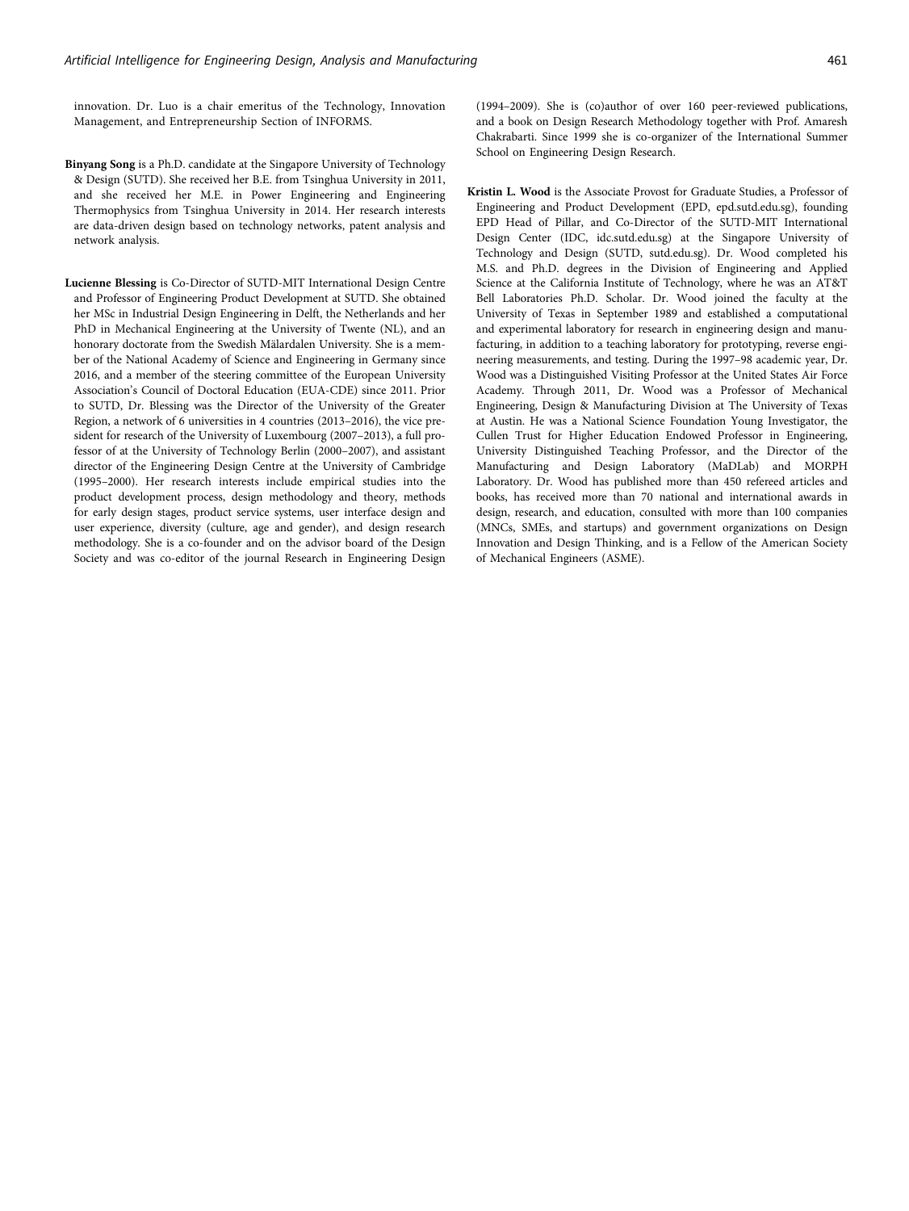innovation. Dr. Luo is a chair emeritus of the Technology, Innovation Management, and Entrepreneurship Section of INFORMS.

**Binyang Song** is a Ph.D. candidate at the Singapore University of Technology & Design (SUTD). She received her B.E. from Tsinghua University in 2011, and she received her M.E. in Power Engineering and Engineering Thermophysics from Tsinghua University in 2014. Her research interests are data-driven design based on technology networks, patent analysis and network analysis.

**Lucienne Blessing** is Co-Director of SUTD-MIT International Design Centre and Professor of Engineering Product Development at SUTD. She obtained her MSc in Industrial Design Engineering in Delft, the Netherlands and her PhD in Mechanical Engineering at the University of Twente (NL), and an honorary doctorate from the Swedish Mälardalen University. She is a member of the National Academy of Science and Engineering in Germany since 2016, and a member of the steering committee of the European University Association's Council of Doctoral Education (EUA-CDE) since 2011. Prior to SUTD, Dr. Blessing was the Director of the University of the Greater Region, a network of 6 universities in 4 countries (2013–2016), the vice president for research of the University of Luxembourg (2007–2013), a full professor of at the University of Technology Berlin (2000–2007), and assistant director of the Engineering Design Centre at the University of Cambridge (1995–2000). Her research interests include empirical studies into the product development process, design methodology and theory, methods for early design stages, product service systems, user interface design and user experience, diversity (culture, age and gender), and design research methodology. She is a co-founder and on the advisor board of the Design Society and was co-editor of the journal Research in Engineering Design (1994–2009). She is (co)author of over 160 peer-reviewed publications, and a book on Design Research Methodology together with Prof. Amaresh Chakrabarti. Since 1999 she is co-organizer of the International Summer School on Engineering Design Research.

**Kristin L. Wood** is the Associate Provost for Graduate Studies, a Professor of Engineering and Product Development (EPD, epd.sutd.edu.sg), founding EPD Head of Pillar, and Co-Director of the SUTD-MIT International Design Center (IDC, idc.sutd.edu.sg) at the Singapore University of Technology and Design (SUTD, sutd.edu.sg). Dr. Wood completed his M.S. and Ph.D. degrees in the Division of Engineering and Applied Science at the California Institute of Technology, where he was an AT&T Bell Laboratories Ph.D. Scholar. Dr. Wood joined the faculty at the University of Texas in September 1989 and established a computational and experimental laboratory for research in engineering design and manufacturing, in addition to a teaching laboratory for prototyping, reverse engineering measurements, and testing. During the 1997–98 academic year, Dr. Wood was a Distinguished Visiting Professor at the United States Air Force Academy. Through 2011, Dr. Wood was a Professor of Mechanical Engineering, Design & Manufacturing Division at The University of Texas at Austin. He was a National Science Foundation Young Investigator, the Cullen Trust for Higher Education Endowed Professor in Engineering, University Distinguished Teaching Professor, and the Director of the Manufacturing and Design Laboratory (MaDLab) and MORPH Laboratory. Dr. Wood has published more than 450 refereed articles and books, has received more than 70 national and international awards in design, research, and education, consulted with more than 100 companies (MNCs, SMEs, and startups) and government organizations on Design Innovation and Design Thinking, and is a Fellow of the American Society of Mechanical Engineers (ASME).